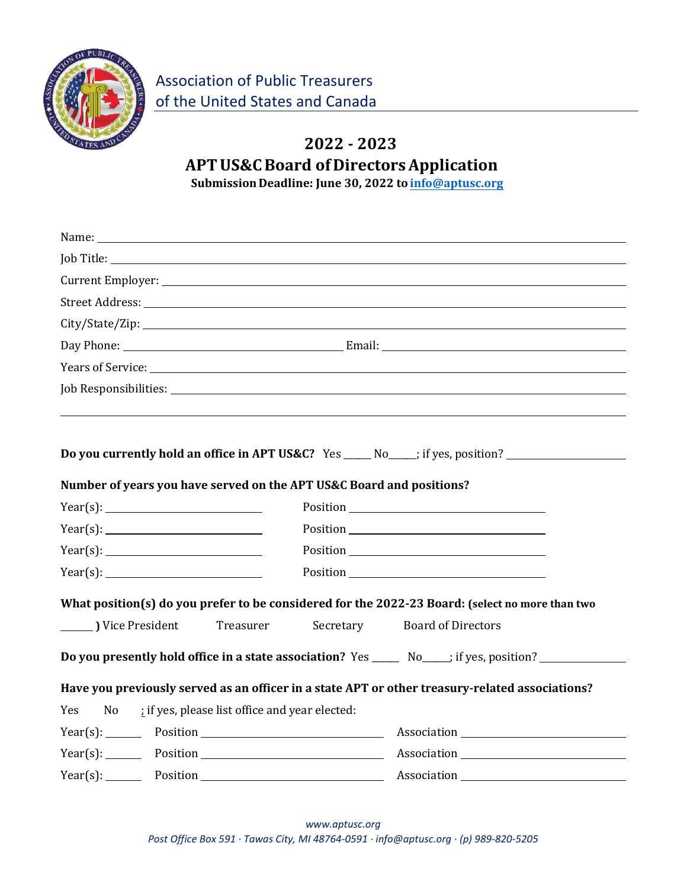Association of Public Treasurers of the United States and Canada

# 2022 - 2023
# APT US&C Board of Directors Application

**Submission Deadline: June 30, 2022 to info@aptusc.org**

Name: ______________________________

Job Title: ______________________________

Current Employer: ______________________________

Street Address: ______________________________

City/State/Zip: ______________________________

Day Phone: ______________________________ Email: ______________________________

Years of Service: ______________________________

Job Responsibilities: ______________________________

______________________________

**Do you currently hold an office in APT US&C?** Yes _____ No_____; if yes, position? ______________

**Number of years you have served on the APT US&C Board and positions?**

Year(s): ______________ Position ______________

Year(s): ______________ Position ______________

Year(s): ______________ Position ______________

Year(s): ______________ Position ______________

**What position(s) do you prefer to be considered for the 2022-23 Board: (select no more than two ______ )** Vice President Treasurer Secretary Board of Directors

**Do you presently hold office in a state association?** Yes _____ No_____; if yes, position? ______________

**Have you previously served as an officer in a state APT or other treasury-related associations?**

Yes No ; if yes, please list office and year elected:

Year(s): ______ Position ______________ Association ______________

Year(s): ______ Position ______________ Association ______________

Year(s): ______ Position ______________ Association ______________

*www.aptusc.org*

*Post Office Box 591 · Tawas City, MI 48764-0591 · info@aptusc.org · (p) 989-820-5205*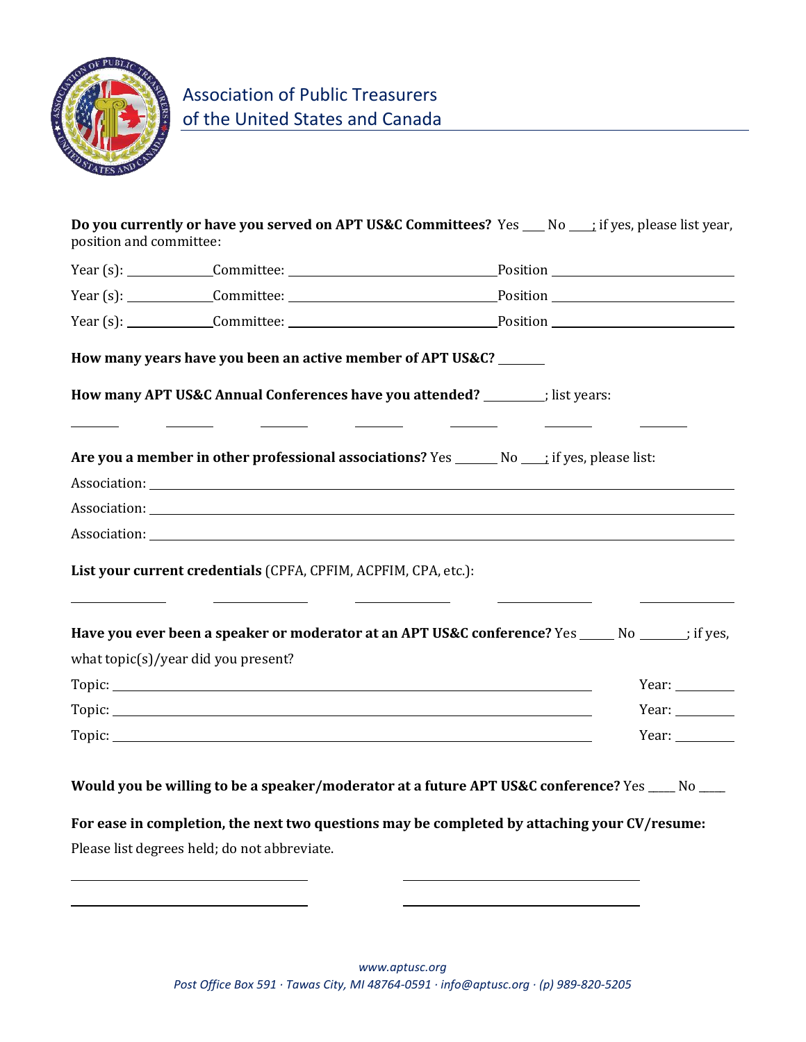Association of Public Treasurers of the United States and Canada

**Do you currently or have you served on APT US&C Committees?** Yes ___ No ___; if yes, please list year, position and committee:

Year (s): ____________ Committee: ______________________________ Position ___________________________

Year (s): ____________ Committee: ______________________________ Position ___________________________

Year (s): ____________ Committee: ______________________________ Position ___________________________

**How many years have you been an active member of APT US&C?** _______

**How many APT US&C Annual Conferences have you attended?** _________; list years:

_______ _______ _______ _______ _______ _______ _______

**Are you a member in other professional associations?** Yes _______ No ___; if yes, please list:

Association: ______________________________________________________________________________

Association: ______________________________________________________________________________

Association: ______________________________________________________________________________

**List your current credentials** (CPFA, CPFIM, ACPFIM, CPA, etc.):

_____________ _____________ _____________ _____________ _____________

**Have you ever been a speaker or moderator at an APT US&C conference?** Yes _____ No _______; if yes, what topic(s)/year did you present?

Topic: __________________________________________________________________ Year: ________

Topic: __________________________________________________________________ Year: ________

Topic: __________________________________________________________________ Year: ________

**Would you be willing to be a speaker/moderator at a future APT US&C conference?** Yes ____ No ____

**For ease in completion, the next two questions may be completed by attaching your CV/resume:**

Please list degrees held; do not abbreviate.

________________________________ ________________________________

________________________________ ________________________________

*www.aptusc.org*

*Post Office Box 591 · Tawas City, MI 48764-0591 · info@aptusc.org · (p) 989-820-5205*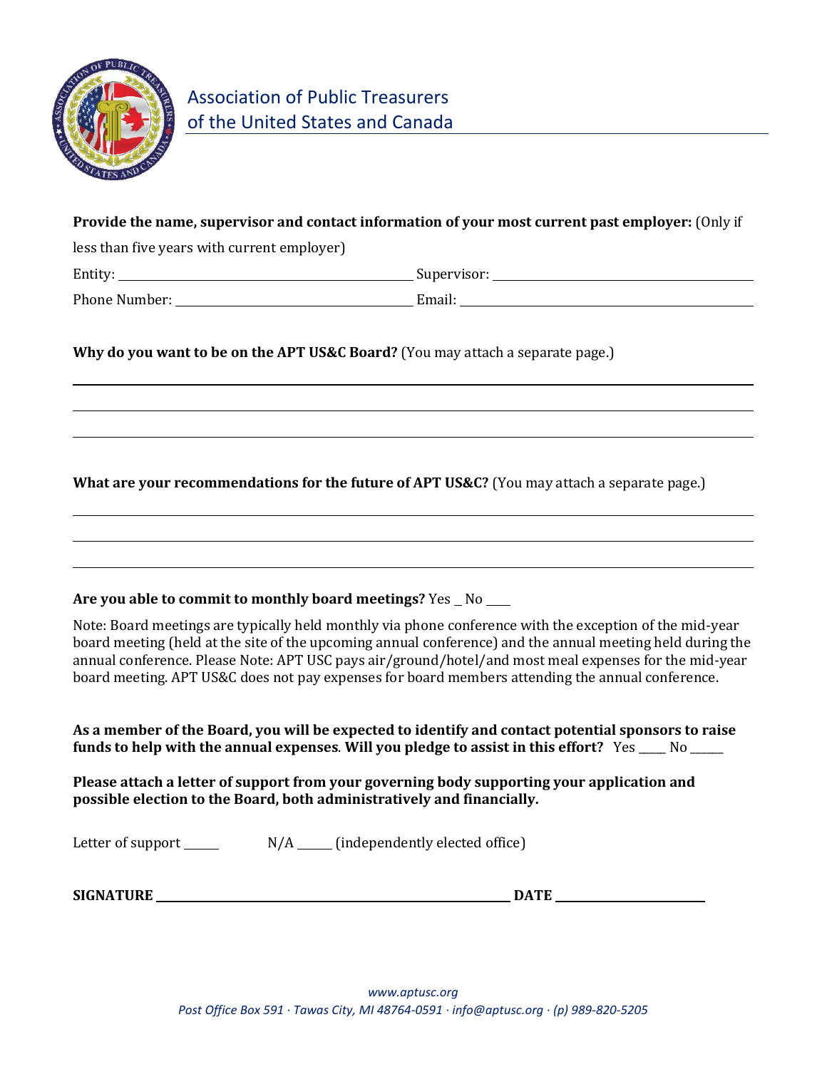Association of Public Treasurers
of the United States and Canada

**Provide the name, supervisor and contact information of your most current past employer:** (Only if less than five years with current employer)

Entity: ______________________________ Supervisor: ______________________________

Phone Number: ______________________________ Email: ______________________________

**Why do you want to be on the APT US&C Board?** (You may attach a separate page.)

______________________________________________________________________

______________________________________________________________________

______________________________________________________________________

**What are your recommendations for the future of APT US&C?** (You may attach a separate page.)

______________________________________________________________________

______________________________________________________________________

______________________________________________________________________

**Are you able to commit to monthly board meetings?** Yes _ No ____

Note: Board meetings are typically held monthly via phone conference with the exception of the mid-year board meeting (held at the site of the upcoming annual conference) and the annual meeting held during the annual conference. Please Note: APT USC pays air/ground/hotel/and most meal expenses for the mid-year board meeting. APT US&C does not pay expenses for board members attending the annual conference.

**As a member of the Board, you will be expected to identify and contact potential sponsors to raise funds to help with the annual expenses. Will you pledge to assist in this effort?** Yes ____ No _____

**Please attach a letter of support from your governing body supporting your application and possible election to the Board, both administratively and financially.**

Letter of support _____ N/A _____ (independently elected office)

**SIGNATURE** ______________________________ **DATE** ______________________

*www.aptusc.org*

*Post Office Box 591 · Tawas City, MI 48764-0591 · info@aptusc.org · (p) 989-820-5205*